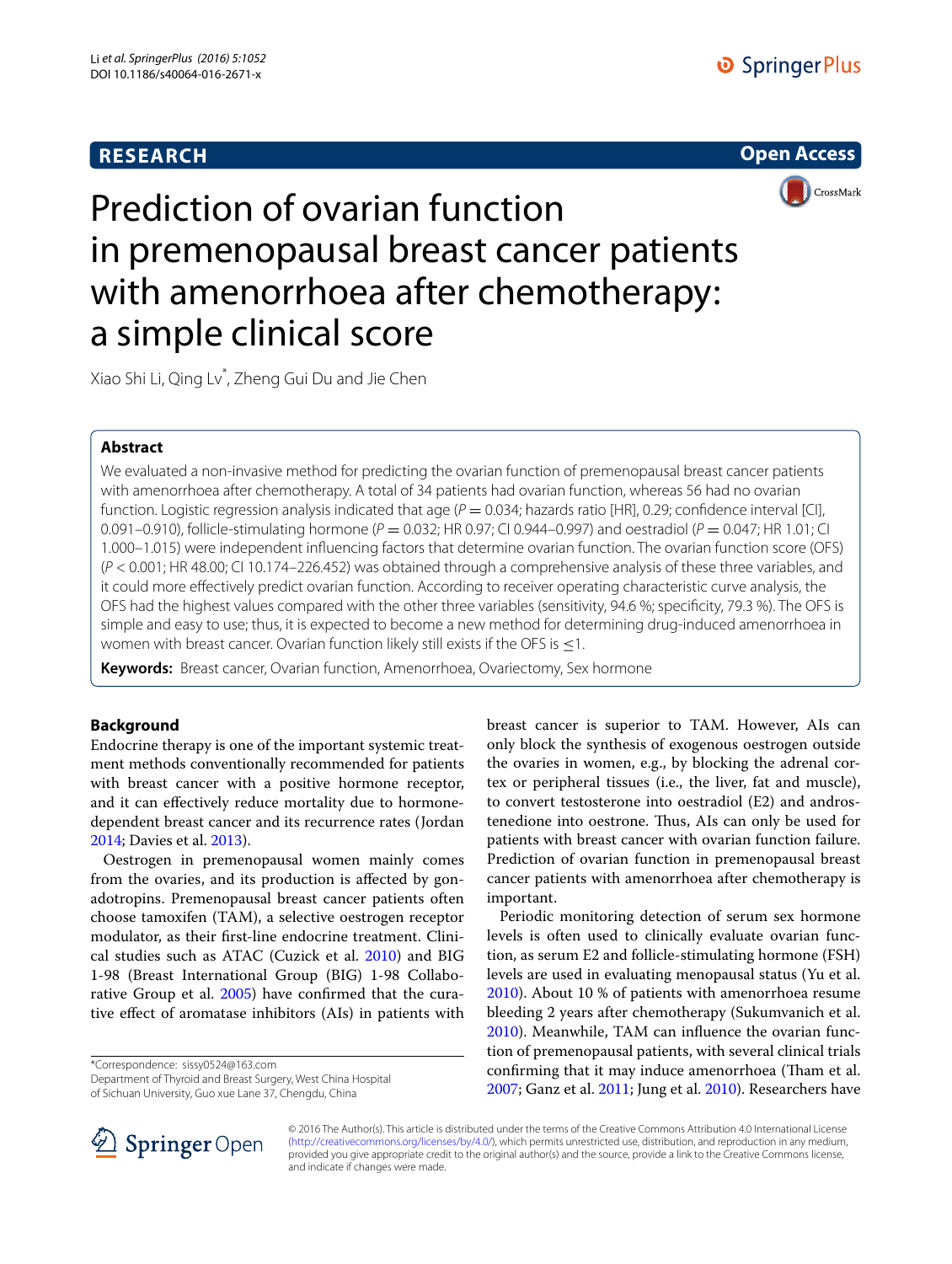**RESEARCH** **Open Access**

# Prediction of ovarian function in premenopausal breast cancer patients with amenorrhoea after chemotherapy: a simple clinical score

Xiao Shi Li, Qing Lv*, Zheng Gui Du and Jie Chen

## Abstract

We evaluated a non-invasive method for predicting the ovarian function of premenopausal breast cancer patients with amenorrhoea after chemotherapy. A total of 34 patients had ovarian function, whereas 56 had no ovarian function. Logistic regression analysis indicated that age ($P = 0.034$; hazards ratio [HR], 0.29; confidence interval [CI], 0.091–0.910), follicle-stimulating hormone ($P = 0.032$; HR 0.97; CI 0.944–0.997) and oestradiol ($P = 0.047$; HR 1.01; CI 1.000–1.015) were independent influencing factors that determine ovarian function. The ovarian function score (OFS) ($P < 0.001$; HR 48.00; CI 10.174–226.452) was obtained through a comprehensive analysis of these three variables, and it could more effectively predict ovarian function. According to receiver operating characteristic curve analysis, the OFS had the highest values compared with the other three variables (sensitivity, 94.6 %; specificity, 79.3 %). The OFS is simple and easy to use; thus, it is expected to become a new method for determining drug-induced amenorrhoea in women with breast cancer. Ovarian function likely still exists if the OFS is $\leq 1$.

**Keywords:** Breast cancer, Ovarian function, Amenorrhoea, Ovariectomy, Sex hormone

## Background

Endocrine therapy is one of the important systemic treatment methods conventionally recommended for patients with breast cancer with a positive hormone receptor, and it can effectively reduce mortality due to hormone-dependent breast cancer and its recurrence rates (Jordan 2014; Davies et al. 2013).

Oestrogen in premenopausal women mainly comes from the ovaries, and its production is affected by gonadotropins. Premenopausal breast cancer patients often choose tamoxifen (TAM), a selective oestrogen receptor modulator, as their first-line endocrine treatment. Clinical studies such as ATAC (Cuzick et al. 2010) and BIG 1-98 (Breast International Group (BIG) 1-98 Collaborative Group et al. 2005) have confirmed that the curative effect of aromatase inhibitors (AIs) in patients with breast cancer is superior to TAM. However, AIs can only block the synthesis of exogenous oestrogen outside the ovaries in women, e.g., by blocking the adrenal cortex or peripheral tissues (i.e., the liver, fat and muscle), to convert testosterone into oestradiol (E2) and androstenedione into oestrone. Thus, AIs can only be used for patients with breast cancer with ovarian function failure. Prediction of ovarian function in premenopausal breast cancer patients with amenorrhoea after chemotherapy is important.

Periodic monitoring detection of serum sex hormone levels is often used to clinically evaluate ovarian function, as serum E2 and follicle-stimulating hormone (FSH) levels are used in evaluating menopausal status (Yu et al. 2010). About 10 % of patients with amenorrhoea resume bleeding 2 years after chemotherapy (Sukumvanich et al. 2010). Meanwhile, TAM can influence the ovarian function of premenopausal patients, with several clinical trials confirming that it may induce amenorrhoea (Tham et al. 2007; Ganz et al. 2011; Jung et al. 2010). Researchers have

*Correspondence: sissy0524@163.com
Department of Thyroid and Breast Surgery, West China Hospital of Sichuan University, Guo xue Lane 37, Chengdu, China

© 2016 The Author(s). This article is distributed under the terms of the Creative Commons Attribution 4.0 International License (http://creativecommons.org/licenses/by/4.0/), which permits unrestricted use, distribution, and reproduction in any medium, provided you give appropriate credit to the original author(s) and the source, provide a link to the Creative Commons license, and indicate if changes were made.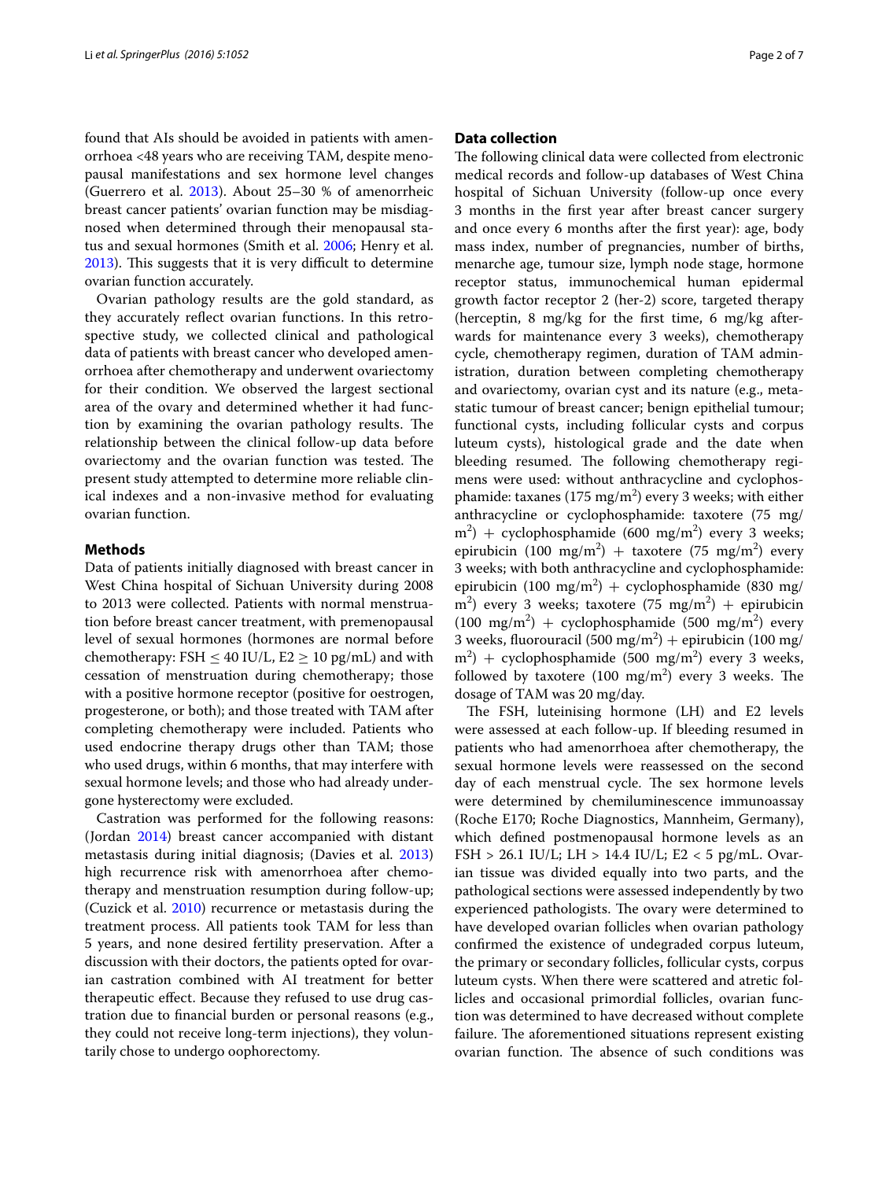found that AIs should be avoided in patients with amenorrhoea <48 years who are receiving TAM, despite menopausal manifestations and sex hormone level changes (Guerrero et al. 2013). About 25–30 % of amenorrheic breast cancer patients' ovarian function may be misdiagnosed when determined through their menopausal status and sexual hormones (Smith et al. 2006; Henry et al. 2013). This suggests that it is very difficult to determine ovarian function accurately.

Ovarian pathology results are the gold standard, as they accurately reflect ovarian functions. In this retrospective study, we collected clinical and pathological data of patients with breast cancer who developed amenorrhoea after chemotherapy and underwent ovariectomy for their condition. We observed the largest sectional area of the ovary and determined whether it had function by examining the ovarian pathology results. The relationship between the clinical follow-up data before ovariectomy and the ovarian function was tested. The present study attempted to determine more reliable clinical indexes and a non-invasive method for evaluating ovarian function.

## Methods

Data of patients initially diagnosed with breast cancer in West China hospital of Sichuan University during 2008 to 2013 were collected. Patients with normal menstruation before breast cancer treatment, with premenopausal level of sexual hormones (hormones are normal before chemotherapy: FSH ≤ 40 IU/L, E2 ≥ 10 pg/mL) and with cessation of menstruation during chemotherapy; those with a positive hormone receptor (positive for oestrogen, progesterone, or both); and those treated with TAM after completing chemotherapy were included. Patients who used endocrine therapy drugs other than TAM; those who used drugs, within 6 months, that may interfere with sexual hormone levels; and those who had already undergone hysterectomy were excluded.

Castration was performed for the following reasons: (Jordan 2014) breast cancer accompanied with distant metastasis during initial diagnosis; (Davies et al. 2013) high recurrence risk with amenorrhoea after chemotherapy and menstruation resumption during follow-up; (Cuzick et al. 2010) recurrence or metastasis during the treatment process. All patients took TAM for less than 5 years, and none desired fertility preservation. After a discussion with their doctors, the patients opted for ovarian castration combined with AI treatment for better therapeutic effect. Because they refused to use drug castration due to financial burden or personal reasons (e.g., they could not receive long-term injections), they voluntarily chose to undergo oophorectomy.

### Data collection

The following clinical data were collected from electronic medical records and follow-up databases of West China hospital of Sichuan University (follow-up once every 3 months in the first year after breast cancer surgery and once every 6 months after the first year): age, body mass index, number of pregnancies, number of births, menarche age, tumour size, lymph node stage, hormone receptor status, immunochemical human epidermal growth factor receptor 2 (her-2) score, targeted therapy (herceptin, 8 mg/kg for the first time, 6 mg/kg afterwards for maintenance every 3 weeks), chemotherapy cycle, chemotherapy regimen, duration of TAM administration, duration between completing chemotherapy and ovariectomy, ovarian cyst and its nature (e.g., metastatic tumour of breast cancer; benign epithelial tumour; functional cysts, including follicular cysts and corpus luteum cysts), histological grade and the date when bleeding resumed. The following chemotherapy regimens were used: without anthracycline and cyclophosphamide: taxanes (175 mg/m$^2$) every 3 weeks; with either anthracycline or cyclophosphamide: taxotere (75 mg/m$^2$) + cyclophosphamide (600 mg/m$^2$) every 3 weeks; epirubicin (100 mg/m$^2$) + taxotere (75 mg/m$^2$) every 3 weeks; with both anthracycline and cyclophosphamide: epirubicin (100 mg/m$^2$) + cyclophosphamide (830 mg/m$^2$) every 3 weeks; taxotere (75 mg/m$^2$) + epirubicin (100 mg/m$^2$) + cyclophosphamide (500 mg/m$^2$) every 3 weeks, fluorouracil (500 mg/m$^2$) + epirubicin (100 mg/m$^2$) + cyclophosphamide (500 mg/m$^2$) every 3 weeks, followed by taxotere (100 mg/m$^2$) every 3 weeks. The dosage of TAM was 20 mg/day.

The FSH, luteinising hormone (LH) and E2 levels were assessed at each follow-up. If bleeding resumed in patients who had amenorrhoea after chemotherapy, the sexual hormone levels were reassessed on the second day of each menstrual cycle. The sex hormone levels were determined by chemiluminescence immunoassay (Roche E170; Roche Diagnostics, Mannheim, Germany), which defined postmenopausal hormone levels as an FSH > 26.1 IU/L; LH > 14.4 IU/L; E2 < 5 pg/mL. Ovarian tissue was divided equally into two parts, and the pathological sections were assessed independently by two experienced pathologists. The ovary were determined to have developed ovarian follicles when ovarian pathology confirmed the existence of undegraded corpus luteum, the primary or secondary follicles, follicular cysts, corpus luteum cysts. When there were scattered and atretic follicles and occasional primordial follicles, ovarian function was determined to have decreased without complete failure. The aforementioned situations represent existing ovarian function. The absence of such conditions was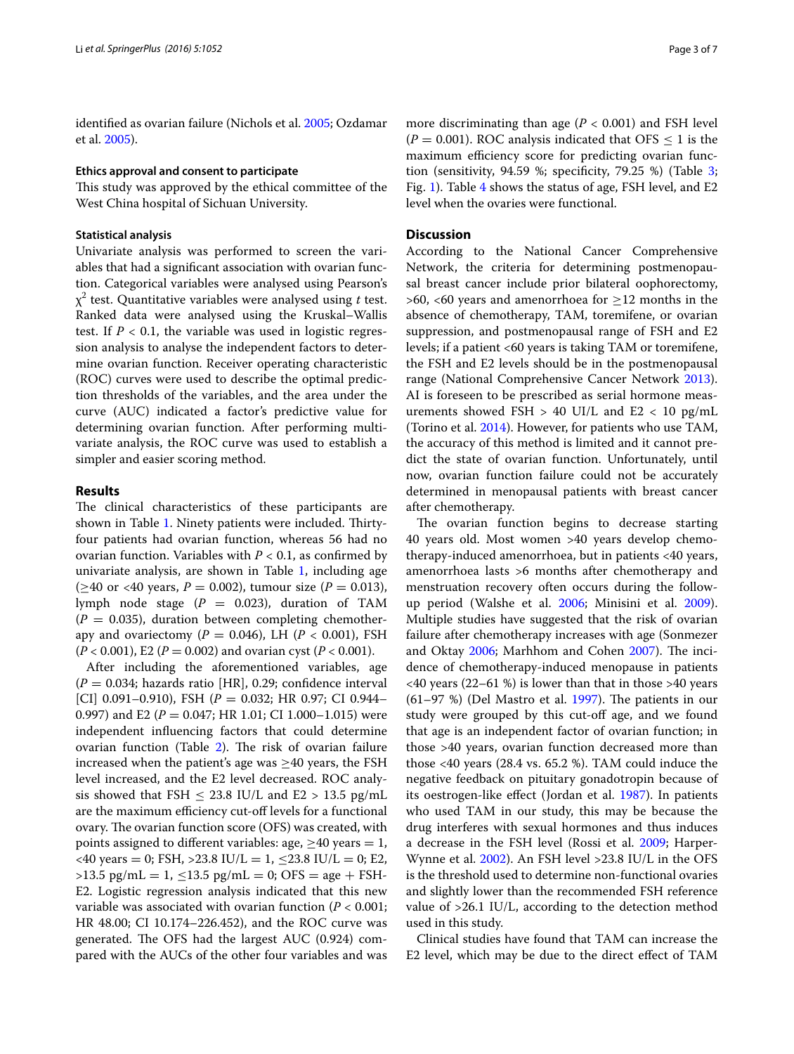identified as ovarian failure (Nichols et al. 2005; Ozdamar et al. 2005).

### Ethics approval and consent to participate

This study was approved by the ethical committee of the West China hospital of Sichuan University.

### Statistical analysis

Univariate analysis was performed to screen the variables that had a significant association with ovarian function. Categorical variables were analysed using Pearson's $\chi^2$ test. Quantitative variables were analysed using *t* test. Ranked data were analysed using the Kruskal–Wallis test. If $P < 0.1$, the variable was used in logistic regression analysis to analyse the independent factors to determine ovarian function. Receiver operating characteristic (ROC) curves were used to describe the optimal prediction thresholds of the variables, and the area under the curve (AUC) indicated a factor's predictive value for determining ovarian function. After performing multivariate analysis, the ROC curve was used to establish a simpler and easier scoring method.

## Results

The clinical characteristics of these participants are shown in Table 1. Ninety patients were included. Thirty-four patients had ovarian function, whereas 56 had no ovarian function. Variables with $P < 0.1$, as confirmed by univariate analysis, are shown in Table 1, including age (≥40 or <40 years, $P = 0.002$), tumour size ($P = 0.013$), lymph node stage ($P = 0.023$), duration of TAM ($P = 0.035$), duration between completing chemotherapy and ovariectomy ($P = 0.046$), LH ($P < 0.001$), FSH ($P < 0.001$), E2 ($P = 0.002$) and ovarian cyst ($P < 0.001$).

After including the aforementioned variables, age ($P = 0.034$; hazards ratio [HR], 0.29; confidence interval [CI] 0.091–0.910), FSH ($P = 0.032$; HR 0.97; CI 0.944–0.997) and E2 ($P = 0.047$; HR 1.01; CI 1.000–1.015) were independent influencing factors that could determine ovarian function (Table 2). The risk of ovarian failure increased when the patient's age was ≥40 years, the FSH level increased, and the E2 level decreased. ROC analysis showed that FSH ≤ 23.8 IU/L and E2 > 13.5 pg/mL are the maximum efficiency cut-off levels for a functional ovary. The ovarian function score (OFS) was created, with points assigned to different variables: age, ≥40 years = 1, <40 years = 0; FSH, >23.8 IU/L = 1, ≤23.8 IU/L = 0; E2, >13.5 pg/mL = 1, ≤13.5 pg/mL = 0; OFS = age + FSH-E2. Logistic regression analysis indicated that this new variable was associated with ovarian function ($P < 0.001$; HR 48.00; CI 10.174–226.452), and the ROC curve was generated. The OFS had the largest AUC (0.924) compared with the AUCs of the other four variables and was more discriminating than age ($P < 0.001$) and FSH level ($P = 0.001$). ROC analysis indicated that OFS ≤ 1 is the maximum efficiency score for predicting ovarian function (sensitivity, 94.59 %; specificity, 79.25 %) (Table 3; Fig. 1). Table 4 shows the status of age, FSH level, and E2 level when the ovaries were functional.

## Discussion

According to the National Cancer Comprehensive Network, the criteria for determining postmenopausal breast cancer include prior bilateral oophorectomy, >60, <60 years and amenorrhoea for ≥12 months in the absence of chemotherapy, TAM, toremifene, or ovarian suppression, and postmenopausal range of FSH and E2 levels; if a patient <60 years is taking TAM or toremifene, the FSH and E2 levels should be in the postmenopausal range (National Comprehensive Cancer Network 2013). AI is foreseen to be prescribed as serial hormone measurements showed FSH > 40 UI/L and E2 < 10 pg/mL (Torino et al. 2014). However, for patients who use TAM, the accuracy of this method is limited and it cannot predict the state of ovarian function. Unfortunately, until now, ovarian function failure could not be accurately determined in menopausal patients with breast cancer after chemotherapy.

The ovarian function begins to decrease starting 40 years old. Most women >40 years develop chemotherapy-induced amenorrhoea, but in patients <40 years, amenorrhoea lasts >6 months after chemotherapy and menstruation recovery often occurs during the follow-up period (Walshe et al. 2006; Minisini et al. 2009). Multiple studies have suggested that the risk of ovarian failure after chemotherapy increases with age (Sonmezer and Oktay 2006; Marhhom and Cohen 2007). The incidence of chemotherapy-induced menopause in patients <40 years (22–61 %) is lower than that in those >40 years (61–97 %) (Del Mastro et al. 1997). The patients in our study were grouped by this cut-off age, and we found that age is an independent factor of ovarian function; in those >40 years, ovarian function decreased more than those <40 years (28.4 vs. 65.2 %). TAM could induce the negative feedback on pituitary gonadotropin because of its oestrogen-like effect (Jordan et al. 1987). In patients who used TAM in our study, this may be because the drug interferes with sexual hormones and thus induces a decrease in the FSH level (Rossi et al. 2009; Harper-Wynne et al. 2002). An FSH level >23.8 IU/L in the OFS is the threshold used to determine non-functional ovaries and slightly lower than the recommended FSH reference value of >26.1 IU/L, according to the detection method used in this study.

Clinical studies have found that TAM can increase the E2 level, which may be due to the direct effect of TAM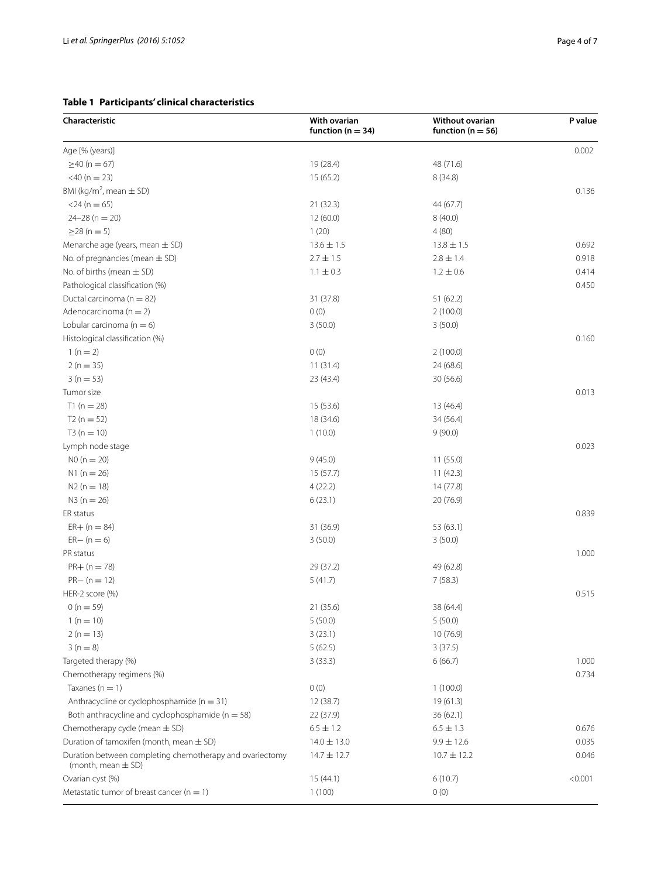**Table 1 Participants' clinical characteristics**

| Characteristic | With ovarian function (n = 34) | Without ovarian function (n = 56) | P value |
|---|---|---|---|
| Age [% (years)] | | | 0.002 |
| ≥40 (n = 67) | 19 (28.4) | 48 (71.6) | |
| <40 (n = 23) | 15 (65.2) | 8 (34.8) | |
| BMI (kg/m$^2$, mean ± SD) | | | 0.136 |
| <24 (n = 65) | 21 (32.3) | 44 (67.7) | |
| 24–28 (n = 20) | 12 (60.0) | 8 (40.0) | |
| ≥28 (n = 5) | 1 (20) | 4 (80) | |
| Menarche age (years, mean ± SD) | 13.6 ± 1.5 | 13.8 ± 1.5 | 0.692 |
| No. of pregnancies (mean ± SD) | 2.7 ± 1.5 | 2.8 ± 1.4 | 0.918 |
| No. of births (mean ± SD) | 1.1 ± 0.3 | 1.2 ± 0.6 | 0.414 |
| Pathological classification (%) | | | 0.450 |
| Ductal carcinoma (n = 82) | 31 (37.8) | 51 (62.2) | |
| Adenocarcinoma (n = 2) | 0 (0) | 2 (100.0) | |
| Lobular carcinoma (n = 6) | 3 (50.0) | 3 (50.0) | |
| Histological classification (%) | | | 0.160 |
| 1 (n = 2) | 0 (0) | 2 (100.0) | |
| 2 (n = 35) | 11 (31.4) | 24 (68.6) | |
| 3 (n = 53) | 23 (43.4) | 30 (56.6) | |
| Tumor size | | | 0.013 |
| T1 (n = 28) | 15 (53.6) | 13 (46.4) | |
| T2 (n = 52) | 18 (34.6) | 34 (56.4) | |
| T3 (n = 10) | 1 (10.0) | 9 (90.0) | |
| Lymph node stage | | | 0.023 |
| N0 (n = 20) | 9 (45.0) | 11 (55.0) | |
| N1 (n = 26) | 15 (57.7) | 11 (42.3) | |
| N2 (n = 18) | 4 (22.2) | 14 (77.8) | |
| N3 (n = 26) | 6 (23.1) | 20 (76.9) | |
| ER status | | | 0.839 |
| ER+ (n = 84) | 31 (36.9) | 53 (63.1) | |
| ER− (n = 6) | 3 (50.0) | 3 (50.0) | |
| PR status | | | 1.000 |
| PR+ (n = 78) | 29 (37.2) | 49 (62.8) | |
| PR− (n = 12) | 5 (41.7) | 7 (58.3) | |
| HER-2 score (%) | | | 0.515 |
| 0 (n = 59) | 21 (35.6) | 38 (64.4) | |
| 1 (n = 10) | 5 (50.0) | 5 (50.0) | |
| 2 (n = 13) | 3 (23.1) | 10 (76.9) | |
| 3 (n = 8) | 5 (62.5) | 3 (37.5) | |
| Targeted therapy (%) | 3 (33.3) | 6 (66.7) | 1.000 |
| Chemotherapy regimens (%) | | | 0.734 |
| Taxanes (n = 1) | 0 (0) | 1 (100.0) | |
| Anthracycline or cyclophosphamide (n = 31) | 12 (38.7) | 19 (61.3) | |
| Both anthracycline and cyclophosphamide (n = 58) | 22 (37.9) | 36 (62.1) | |
| Chemotherapy cycle (mean ± SD) | 6.5 ± 1.2 | 6.5 ± 1.3 | 0.676 |
| Duration of tamoxifen (month, mean ± SD) | 14.0 ± 13.0 | 9.9 ± 12.6 | 0.035 |
| Duration between completing chemotherapy and ovariectomy (month, mean ± SD) | 14.7 ± 12.7 | 10.7 ± 12.2 | 0.046 |
| Ovarian cyst (%) | 15 (44.1) | 6 (10.7) | <0.001 |
| Metastatic tumor of breast cancer (n = 1) | 1 (100) | 0 (0) | |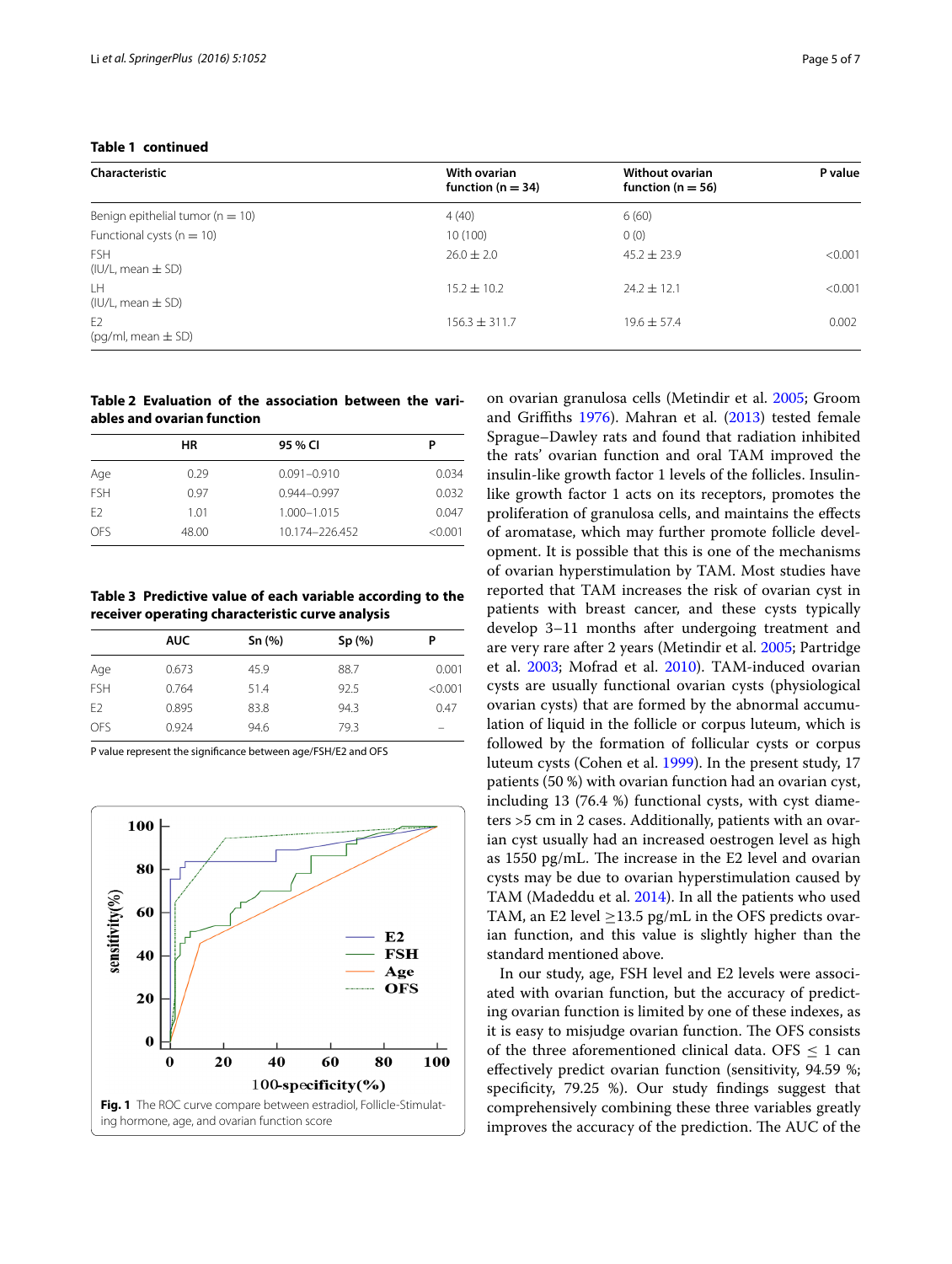**Table 1 continued**

| Characteristic | With ovarian function (n = 34) | Without ovarian function (n = 56) | P value |
|---|---|---|---|
| Benign epithelial tumor (n = 10) | 4 (40) | 6 (60) | |
| Functional cysts (n = 10) | 10 (100) | 0 (0) | |
| FSH (IU/L, mean ± SD) | 26.0 ± 2.0 | 45.2 ± 23.9 | <0.001 |
| LH (IU/L, mean ± SD) | 15.2 ± 10.2 | 24.2 ± 12.1 | <0.001 |
| E2 (pg/ml, mean ± SD) | 156.3 ± 311.7 | 19.6 ± 57.4 | 0.002 |

**Table 2 Evaluation of the association between the variables and ovarian function**

| | HR | 95 % CI | P |
|---|---|---|---|
| Age | 0.29 | 0.091–0.910 | 0.034 |
| FSH | 0.97 | 0.944–0.997 | 0.032 |
| E2 | 1.01 | 1.000–1.015 | 0.047 |
| OFS | 48.00 | 10.174–226.452 | <0.001 |

**Table 3 Predictive value of each variable according to the receiver operating characteristic curve analysis**

| | AUC | Sn (%) | Sp (%) | P |
|---|---|---|---|---|
| Age | 0.673 | 45.9 | 88.7 | 0.001 |
| FSH | 0.764 | 51.4 | 92.5 | <0.001 |
| E2 | 0.895 | 83.8 | 94.3 | 0.47 |
| OFS | 0.924 | 94.6 | 79.3 | – |

P value represent the significance between age/FSH/E2 and OFS

**Fig. 1** The ROC curve compare between estradiol, Follicle-Stimulating hormone, age, and ovarian function score

on ovarian granulosa cells (Metindir et al. 2005; Groom and Griffiths 1976). Mahran et al. (2013) tested female Sprague–Dawley rats and found that radiation inhibited the rats' ovarian function and oral TAM improved the insulin-like growth factor 1 levels of the follicles. Insulin-like growth factor 1 acts on its receptors, promotes the proliferation of granulosa cells, and maintains the effects of aromatase, which may further promote follicle development. It is possible that this is one of the mechanisms of ovarian hyperstimulation by TAM. Most studies have reported that TAM increases the risk of ovarian cyst in patients with breast cancer, and these cysts typically develop 3–11 months after undergoing treatment and are very rare after 2 years (Metindir et al. 2005; Partridge et al. 2003; Mofrad et al. 2010). TAM-induced ovarian cysts are usually functional ovarian cysts (physiological ovarian cysts) that are formed by the abnormal accumulation of liquid in the follicle or corpus luteum, which is followed by the formation of follicular cysts or corpus luteum cysts (Cohen et al. 1999). In the present study, 17 patients (50 %) with ovarian function had an ovarian cyst, including 13 (76.4 %) functional cysts, with cyst diameters >5 cm in 2 cases. Additionally, patients with an ovarian cyst usually had an increased oestrogen level as high as 1550 pg/mL. The increase in the E2 level and ovarian cysts may be due to ovarian hyperstimulation caused by TAM (Madeddu et al. 2014). In all the patients who used TAM, an E2 level ≥13.5 pg/mL in the OFS predicts ovarian function, and this value is slightly higher than the standard mentioned above.

In our study, age, FSH level and E2 levels were associated with ovarian function, but the accuracy of predicting ovarian function is limited by one of these indexes, as it is easy to misjudge ovarian function. The OFS consists of the three aforementioned clinical data. OFS ≤ 1 can effectively predict ovarian function (sensitivity, 94.59 %; specificity, 79.25 %). Our study findings suggest that comprehensively combining these three variables greatly improves the accuracy of the prediction. The AUC of the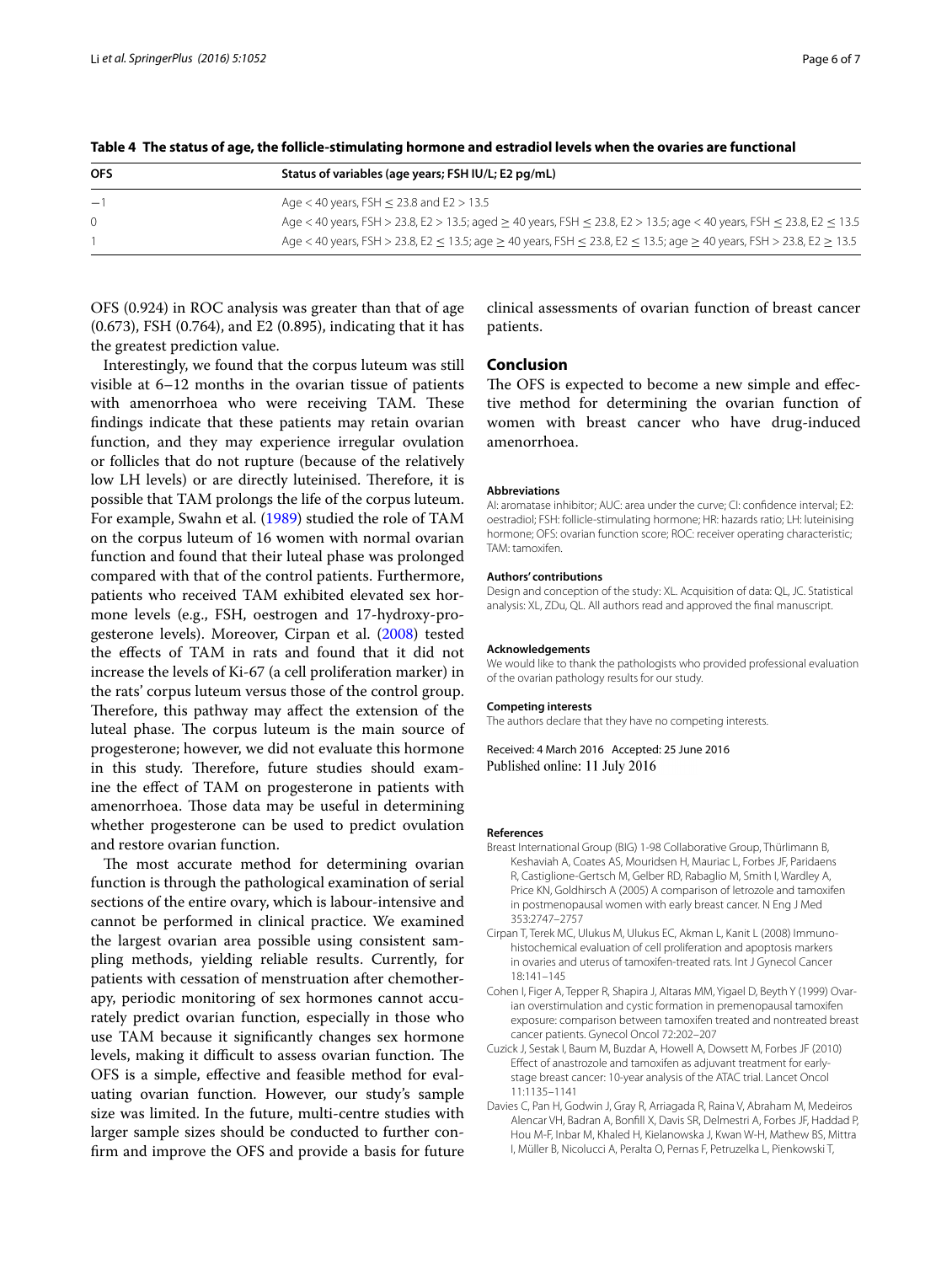**Table 4 The status of age, the follicle-stimulating hormone and estradiol levels when the ovaries are functional**

| OFS | Status of variables (age years; FSH IU/L; E2 pg/mL) |
| --- | --- |
| −1 | Age < 40 years, FSH ≤ 23.8 and E2 > 13.5 |
| 0 | Age < 40 years, FSH > 23.8, E2 > 13.5; aged ≥ 40 years, FSH ≤ 23.8, E2 > 13.5; age < 40 years, FSH ≤ 23.8, E2 ≤ 13.5 |
| 1 | Age < 40 years, FSH > 23.8, E2 ≤ 13.5; age ≥ 40 years, FSH ≤ 23.8, E2 ≤ 13.5; age ≥ 40 years, FSH > 23.8, E2 ≥ 13.5 |

OFS (0.924) in ROC analysis was greater than that of age (0.673), FSH (0.764), and E2 (0.895), indicating that it has the greatest prediction value.

Interestingly, we found that the corpus luteum was still visible at 6–12 months in the ovarian tissue of patients with amenorrhoea who were receiving TAM. These findings indicate that these patients may retain ovarian function, and they may experience irregular ovulation or follicles that do not rupture (because of the relatively low LH levels) or are directly luteinised. Therefore, it is possible that TAM prolongs the life of the corpus luteum. For example, Swahn et al. (1989) studied the role of TAM on the corpus luteum of 16 women with normal ovarian function and found that their luteal phase was prolonged compared with that of the control patients. Furthermore, patients who received TAM exhibited elevated sex hormone levels (e.g., FSH, oestrogen and 17-hydroxy-progesterone levels). Moreover, Cirpan et al. (2008) tested the effects of TAM in rats and found that it did not increase the levels of Ki-67 (a cell proliferation marker) in the rats' corpus luteum versus those of the control group. Therefore, this pathway may affect the extension of the luteal phase. The corpus luteum is the main source of progesterone; however, we did not evaluate this hormone in this study. Therefore, future studies should examine the effect of TAM on progesterone in patients with amenorrhoea. Those data may be useful in determining whether progesterone can be used to predict ovulation and restore ovarian function.

The most accurate method for determining ovarian function is through the pathological examination of serial sections of the entire ovary, which is labour-intensive and cannot be performed in clinical practice. We examined the largest ovarian area possible using consistent sampling methods, yielding reliable results. Currently, for patients with cessation of menstruation after chemotherapy, periodic monitoring of sex hormones cannot accurately predict ovarian function, especially in those who use TAM because it significantly changes sex hormone levels, making it difficult to assess ovarian function. The OFS is a simple, effective and feasible method for evaluating ovarian function. However, our study's sample size was limited. In the future, multi-centre studies with larger sample sizes should be conducted to further confirm and improve the OFS and provide a basis for future clinical assessments of ovarian function of breast cancer patients.

## Conclusion

The OFS is expected to become a new simple and effective method for determining the ovarian function of women with breast cancer who have drug-induced amenorrhoea.

### Abbreviations

AI: aromatase inhibitor; AUC: area under the curve; CI: confidence interval; E2: oestradiol; FSH: follicle-stimulating hormone; HR: hazards ratio; LH: luteinising hormone; OFS: ovarian function score; ROC: receiver operating characteristic; TAM: tamoxifen.

### Authors' contributions

Design and conception of the study: XL. Acquisition of data: QL, JC. Statistical analysis: XL, ZDu, QL. All authors read and approved the final manuscript.

### Acknowledgements

We would like to thank the pathologists who provided professional evaluation of the ovarian pathology results for our study.

### Competing interests

The authors declare that they have no competing interests.

Received: 4 March 2016 Accepted: 25 June 2016
Published online: 11 July 2016

### References

- Breast International Group (BIG) 1-98 Collaborative Group, Thürlimann B, Keshaviah A, Coates AS, Mouridsen H, Mauriac L, Forbes JF, Paridaens R, Castiglione-Gertsch M, Gelber RD, Rabaglio M, Smith I, Wardley A, Price KN, Goldhirsch A (2005) A comparison of letrozole and tamoxifen in postmenopausal women with early breast cancer. N Eng J Med 353:2747–2757
- Cirpan T, Terek MC, Ulukus M, Ulukus EC, Akman L, Kanit L (2008) Immunohistochemical evaluation of cell proliferation and apoptosis markers in ovaries and uterus of tamoxifen-treated rats. Int J Gynecol Cancer 18:141–145
- Cohen I, Figer A, Tepper R, Shapira J, Altaras MM, Yigael D, Beyth Y (1999) Ovarian overstimulation and cystic formation in premenopausal tamoxifen exposure: comparison between tamoxifen treated and nontreated breast cancer patients. Gynecol Oncol 72:202–207
- Cuzick J, Sestak I, Baum M, Buzdar A, Howell A, Dowsett M, Forbes JF (2010) Effect of anastrozole and tamoxifen as adjuvant treatment for early-stage breast cancer: 10-year analysis of the ATAC trial. Lancet Oncol 11:1135–1141
- Davies C, Pan H, Godwin J, Gray R, Arriagada R, Raina V, Abraham M, Medeiros Alencar VH, Badran A, Bonfill X, Davis SR, Delmestri A, Forbes JF, Haddad P, Hou M-F, Inbar M, Khaled H, Kielanowska J, Kwan W-H, Mathew BS, Mittra I, Müller B, Nicolucci A, Peralta O, Pernas F, Petruzelka L, Pienkowski T,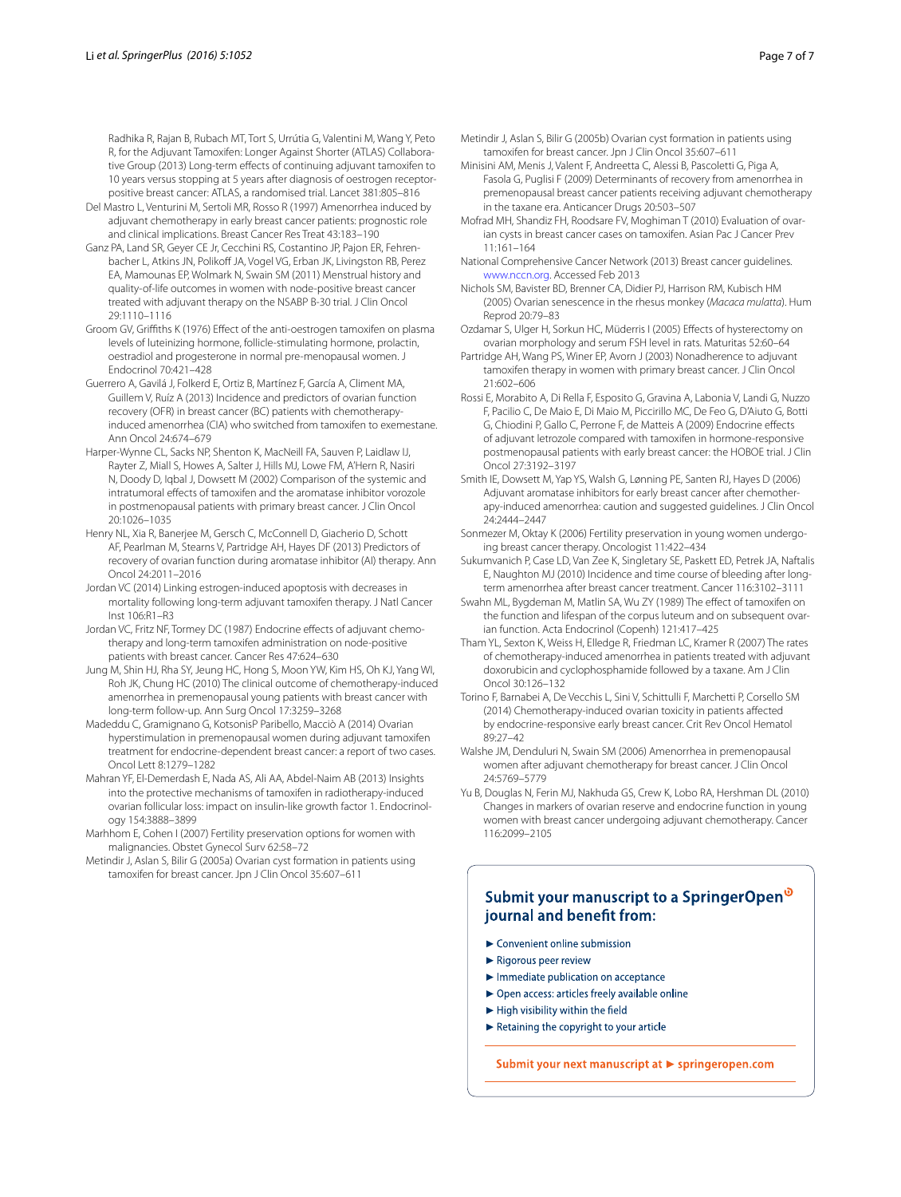Radhika R, Rajan B, Rubach MT, Tort S, Urrútia G, Valentini M, Wang Y, Peto R, for the Adjuvant Tamoxifen: Longer Against Shorter (ATLAS) Collaborative Group (2013) Long-term effects of continuing adjuvant tamoxifen to 10 years versus stopping at 5 years after diagnosis of oestrogen receptor-positive breast cancer: ATLAS, a randomised trial. Lancet 381:805–816

Del Mastro L, Venturini M, Sertoli MR, Rosso R (1997) Amenorrhea induced by adjuvant chemotherapy in early breast cancer patients: prognostic role and clinical implications. Breast Cancer Res Treat 43:183–190

Ganz PA, Land SR, Geyer CE Jr, Cecchini RS, Costantino JP, Pajon ER, Fehrenbacher L, Atkins JN, Polikoff JA, Vogel VG, Erban JK, Livingston RB, Perez EA, Mamounas EP, Wolmark N, Swain SM (2011) Menstrual history and quality-of-life outcomes in women with node-positive breast cancer treated with adjuvant therapy on the NSABP B-30 trial. J Clin Oncol 29:1110–1116

Groom GV, Griffiths K (1976) Effect of the anti-oestrogen tamoxifen on plasma levels of luteinizing hormone, follicle-stimulating hormone, prolactin, oestradiol and progesterone in normal pre-menopausal women. J Endocrinol 70:421–428

Guerrero A, Gavilá J, Folkerd E, Ortiz B, Martínez F, García A, Climent MA, Guillem V, Ruíz A (2013) Incidence and predictors of ovarian function recovery (OFR) in breast cancer (BC) patients with chemotherapy-induced amenorrhea (CIA) who switched from tamoxifen to exemestane. Ann Oncol 24:674–679

Harper-Wynne CL, Sacks NP, Shenton K, MacNeill FA, Sauven P, Laidlaw IJ, Rayter Z, Miall S, Howes A, Salter J, Hills MJ, Lowe FM, A'Hern R, Nasiri N, Doody D, Iqbal J, Dowsett M (2002) Comparison of the systemic and intratumoral effects of tamoxifen and the aromatase inhibitor vorozole in postmenopausal patients with primary breast cancer. J Clin Oncol 20:1026–1035

Henry NL, Xia R, Banerjee M, Gersch C, McConnell D, Giacherio D, Schott AF, Pearlman M, Stearns V, Partridge AH, Hayes DF (2013) Predictors of recovery of ovarian function during aromatase inhibitor (AI) therapy. Ann Oncol 24:2011–2016

Jordan VC (2014) Linking estrogen-induced apoptosis with decreases in mortality following long-term adjuvant tamoxifen therapy. J Natl Cancer Inst 106:R1–R3

Jordan VC, Fritz NF, Tormey DC (1987) Endocrine effects of adjuvant chemotherapy and long-term tamoxifen administration on node-positive patients with breast cancer. Cancer Res 47:624–630

Jung M, Shin HJ, Rha SY, Jeung HC, Hong S, Moon YW, Kim HS, Oh KJ, Yang WI, Roh JK, Chung HC (2010) The clinical outcome of chemotherapy-induced amenorrhea in premenopausal young patients with breast cancer with long-term follow-up. Ann Surg Oncol 17:3259–3268

Madeddu C, Gramignano G, KotsonisP Paribello, Macciò A (2014) Ovarian hyperstimulation in premenopausal women during adjuvant tamoxifen treatment for endocrine-dependent breast cancer: a report of two cases. Oncol Lett 8:1279–1282

Mahran YF, El-Demerdash E, Nada AS, Ali AA, Abdel-Naim AB (2013) Insights into the protective mechanisms of tamoxifen in radiotherapy-induced ovarian follicular loss: impact on insulin-like growth factor 1. Endocrinology 154:3888–3899

Marhhom E, Cohen I (2007) Fertility preservation options for women with malignancies. Obstet Gynecol Surv 62:58–72

Metindir J, Aslan S, Bilir G (2005a) Ovarian cyst formation in patients using tamoxifen for breast cancer. Jpn J Clin Oncol 35:607–611

Metindir J, Aslan S, Bilir G (2005b) Ovarian cyst formation in patients using tamoxifen for breast cancer. Jpn J Clin Oncol 35:607–611

Minisini AM, Menis J, Valent F, Andreetta C, Alessi B, Pascoletti G, Piga A, Fasola G, Puglisi F (2009) Determinants of recovery from amenorrhea in premenopausal breast cancer patients receiving adjuvant chemotherapy in the taxane era. Anticancer Drugs 20:503–507

Mofrad MH, Shandiz FH, Roodsare FV, Moghiman T (2010) Evaluation of ovarian cysts in breast cancer cases on tamoxifen. Asian Pac J Cancer Prev 11:161–164

National Comprehensive Cancer Network (2013) Breast cancer guidelines. www.nccn.org. Accessed Feb 2013

Nichols SM, Bavister BD, Brenner CA, Didier PJ, Harrison RM, Kubisch HM (2005) Ovarian senescence in the rhesus monkey (*Macaca mulatta*). Hum Reprod 20:79–83

Ozdamar S, Ulger H, Sorkun HC, Müderris I (2005) Effects of hysterectomy on ovarian morphology and serum FSH level in rats. Maturitas 52:60–64

Partridge AH, Wang PS, Winer EP, Avorn J (2003) Nonadherence to adjuvant tamoxifen therapy in women with primary breast cancer. J Clin Oncol 21:602–606

Rossi E, Morabito A, Di Rella F, Esposito G, Gravina A, Labonia V, Landi G, Nuzzo F, Pacilio C, De Maio E, Di Maio M, Piccirillo MC, De Feo G, D'Aiuto G, Botti G, Chiodini P, Gallo C, Perrone F, de Matteis A (2009) Endocrine effects of adjuvant letrozole compared with tamoxifen in hormone-responsive postmenopausal patients with early breast cancer: the HOBOE trial. J Clin Oncol 27:3192–3197

Smith IE, Dowsett M, Yap YS, Walsh G, Lønning PE, Santen RJ, Hayes D (2006) Adjuvant aromatase inhibitors for early breast cancer after chemotherapy-induced amenorrhoea: caution and suggested guidelines. J Clin Oncol 24:2444–2447

Sonmezer M, Oktay K (2006) Fertility preservation in young women undergoing breast cancer therapy. Oncologist 11:422–434

Sukumvanich P, Case LD, Van Zee K, Singletary SE, Paskett ED, Petrek JA, Naftalis E, Naughton MJ (2010) Incidence and time course of bleeding after long-term amenorrhea after breast cancer treatment. Cancer 116:3102–3111

Swahn ML, Bygdeman M, Matlin SA, Wu ZY (1989) The effect of tamoxifen on the function and lifespan of the corpus luteum and on subsequent ovarian function. Acta Endocrinol (Copenh) 121:417–425

Tham YL, Sexton K, Weiss H, Elledge R, Friedman LC, Kramer R (2007) The rates of chemotherapy-induced amenorrhea in patients treated with adjuvant doxorubicin and cyclophosphamide followed by a taxane. Am J Clin Oncol 30:126–132

Torino F, Barnabei A, De Vecchis L, Sini V, Schittulli F, Marchetti P, Corsello SM (2014) Chemotherapy-induced ovarian toxicity in patients affected by endocrine-responsive early breast cancer. Crit Rev Oncol Hematol 89:27–42

Walshe JM, Denduluri N, Swain SM (2006) Amenorrhea in premenopausal women after adjuvant chemotherapy for breast cancer. J Clin Oncol 24:5769–5779

Yu B, Douglas N, Ferin MJ, Nakhuda GS, Crew K, Lobo RA, Hershman DL (2010) Changes in markers of ovarian reserve and endocrine function in young women with breast cancer undergoing adjuvant chemotherapy. Cancer 116:2099–2105

**Submit your manuscript to a SpringerOpen journal and benefit from:**

- ► Convenient online submission
- ► Rigorous peer review
- ► Immediate publication on acceptance
- ► Open access: articles freely available online
- ► High visibility within the field
- ► Retaining the copyright to your article

**Submit your next manuscript at ► springeropen.com**